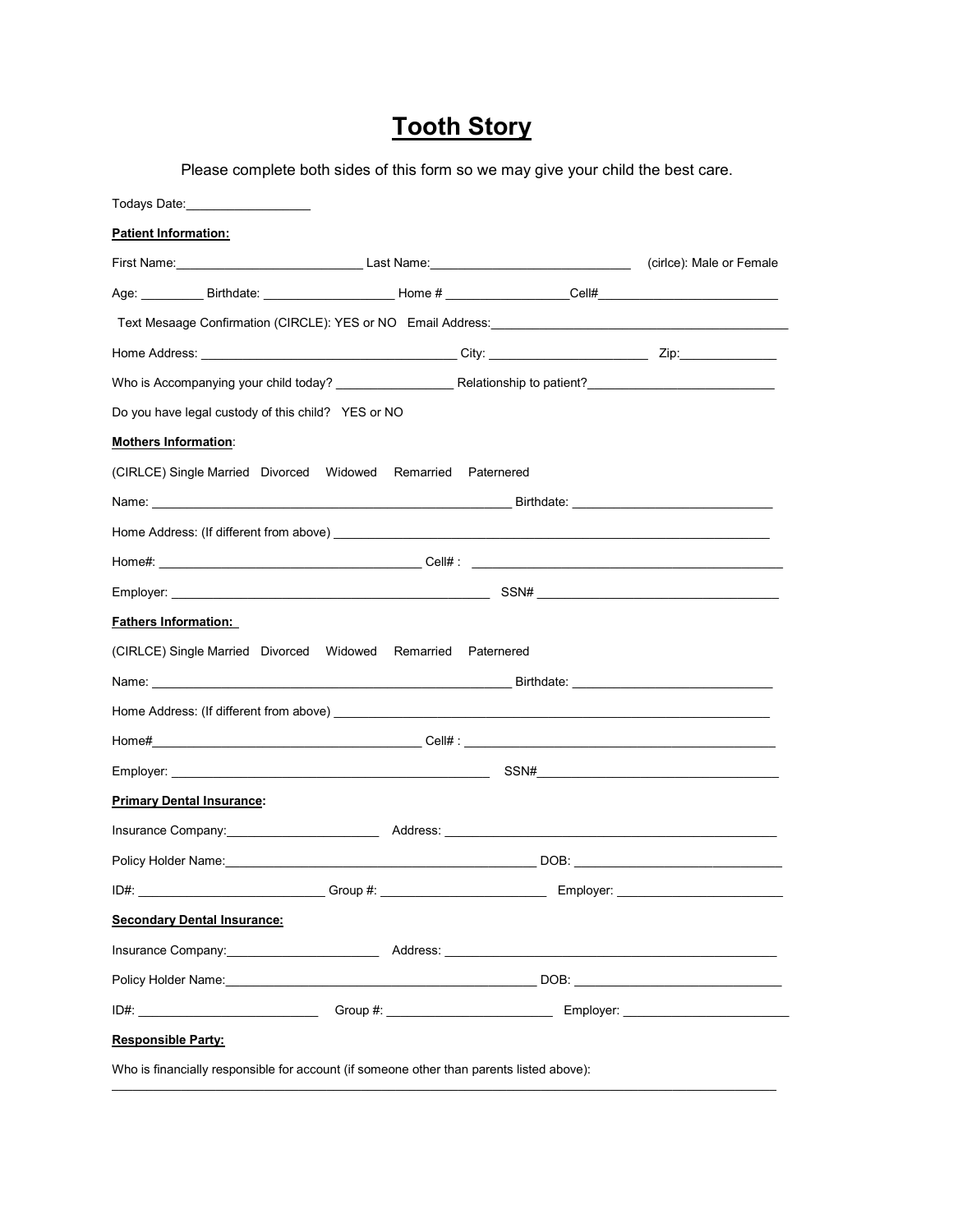# Tooth Story

Please complete both sides of this form so we may give your child the best care.

Todays Date:___________________

**Patient Information:**

First Name:____________________________ Last Name:_____________________________ (cirlce): Male or Female

Age: _________ Birthdate: ___________________ Home # _________________Cell#__________________________

Text Mesaage Confirmation (CIRCLE): YES or NO Email Address:_____________________________________________

Home Address: ______________________________________ City: _______________________ Zip:______________

Who is Accompanying your child today? _________________ Relationship to patient?___________________________

Do you have legal custody of this child? YES or NO

**Mothers Information**:

(CIRLCE) Single Married Divorced Widowed Remarried Paternered

Name: _____________________________________________________ Birthdate: _____________________________

Home Address: (If different from above) ________________________________________________________________

Home#: ______________________________________ Cell# : _____________________________________________

Employer: _______________________________________________ SSN# ____________________________________

**Fathers Information:**

(CIRLCE) Single Married Divorced Widowed Remarried Paternered

Name: _____________________________________________________ Birthdate: _____________________________

Home Address: (If different from above) ________________________________________________________________

Home#_______________________________________ Cell# : _____________________________________________

Employer: _______________________________________________ SSN#____________________________________

**Primary Dental Insurance:**

Insurance Company:______________________ Address: ________________________________________________

Policy Holder Name:______________________________________________ DOB: ______________________________

ID#: __________________________ Group #: ________________________ Employer: ________________________

**Secondary Dental Insurance:**

Insurance Company:______________________ Address: ________________________________________________

Policy Holder Name:______________________________________________ DOB: ______________________________

ID#: __________________________ Group #: ________________________ Employer: ________________________

**Responsible Party:**

Who is financially responsible for account (if someone other than parents listed above):

_____________________________________________________________________________________________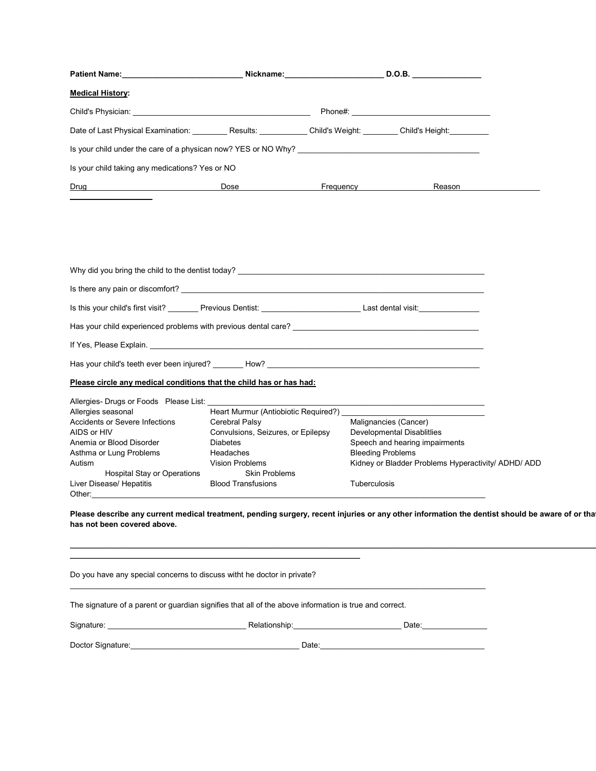**Patient Name:___________________________ Nickname:______________________ D.O.B. _______________**

**<u>Medical History</u>:**

Child's Physician: ________________________________________ Phone#: _______________________________

Date of Last Physical Examination: ________ Results: ___________ Child's Weight: ________ Child's Height:_________

Is your child under the care of a physican now? YES or NO Why? _________________________________________

Is your child taking any medications? Yes or NO

| Drug | Dose | Frequency | Reason |
|---|---|---|---|
| | | | |

Why did you bring the child to the dentist today? ________________________________________________________

Is there any pain or discomfort? __________________________________________________________________

Is this your child's first visit? _______ Previous Dentist: ______________________ Last dental visit:______________

Has your child experienced problems with previous dental care? ___________________________________________

If Yes, Please Explain. ____________________________________________________________________________

Has your child's teeth ever been injured? _______ How? _________________________________________________

**<u>Please circle any medical conditions that the child has or has had:</u>**

Allergies- Drugs or Foods Please List: ______________________________________________________________

| | | |
|---|---|---|
| Allergies seasonal | Heart Murmur (Antiobiotic Required?) ______________________________ | |
| Accidents or Severe Infections | Cerebral Palsy | Malignancies (Cancer) |
| AIDS or HIV | Convulsions, Seizures, or Epilepsy | Developmental Disablitlies |
| Anemia or Blood Disorder | Diabetes | Speech and hearing impairments |
| Asthma or Lung Problems | Headaches | Bleeding Problems |
| Autism | Vision Problems | Kidney or Bladder Problems Hyperactivity/ ADHD/ ADD |
| Hospital Stay or Operations | Skin Problems | |
| Liver Disease/ Hepatitis | Blood Transfusions | Tuberculosis |

Other:_____________________________________________________________________________________________

**Please describe any current medical treatment, pending surgery, recent injuries or any other information the dentist should be aware of or that has not been covered above.**

_____________________________________________________________________________________________

Do you have any special concerns to discuss witht he doctor in private?

_____________________________________________________________________________________________

The signature of a parent or guardian signifies that all of the above information is true and correct.

Signature: ________________________________ Relationship:_________________________ Date:_______________

Doctor Signature:_______________________________________ Date:_______________________________________